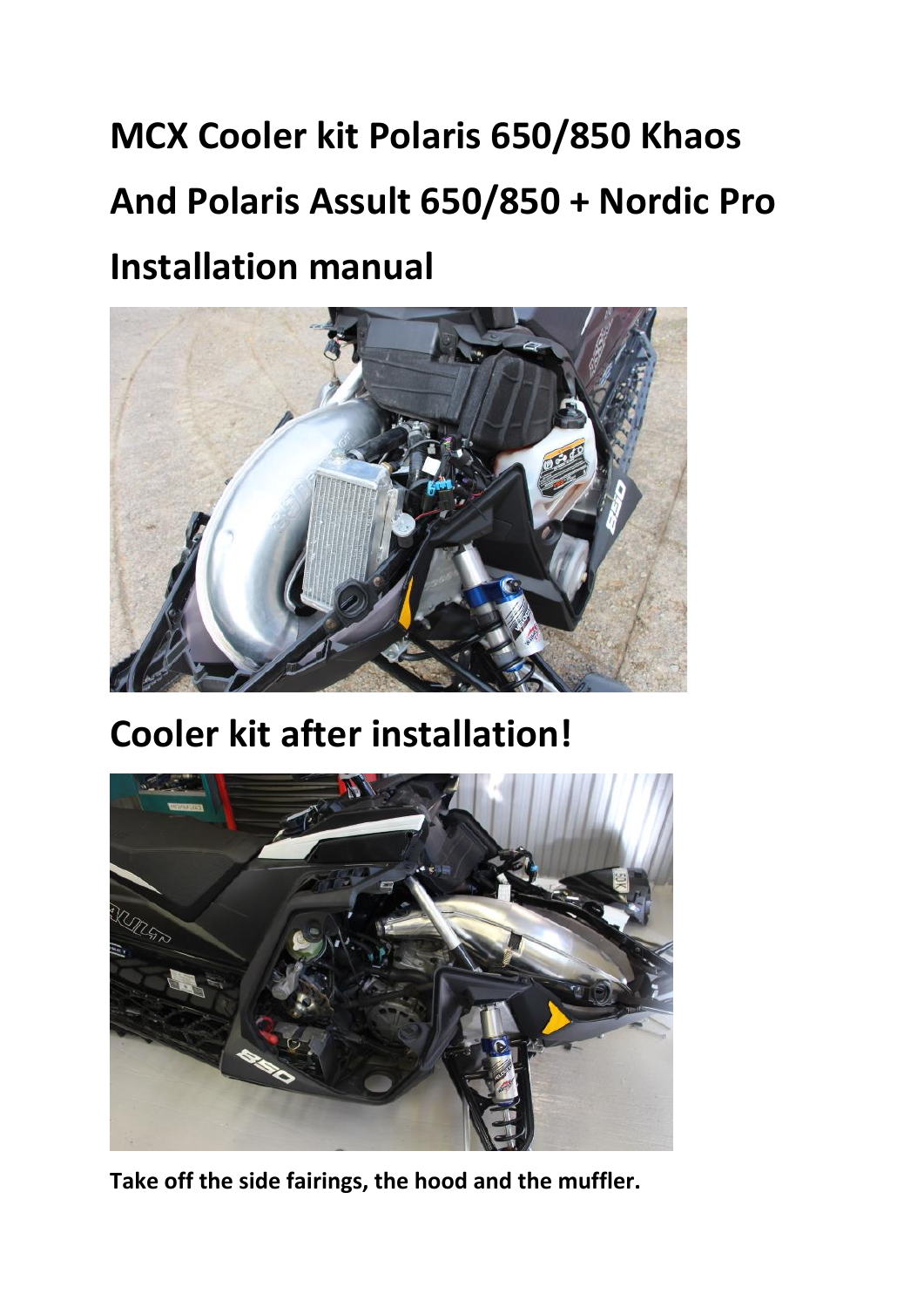# MCX Cooler kit Polaris 650/850 Khaos And Polaris Assult 650/850 + Nordic Pro Installation manual

## Cooler kit after installation!

**Take off the side fairings, the hood and the muffler.**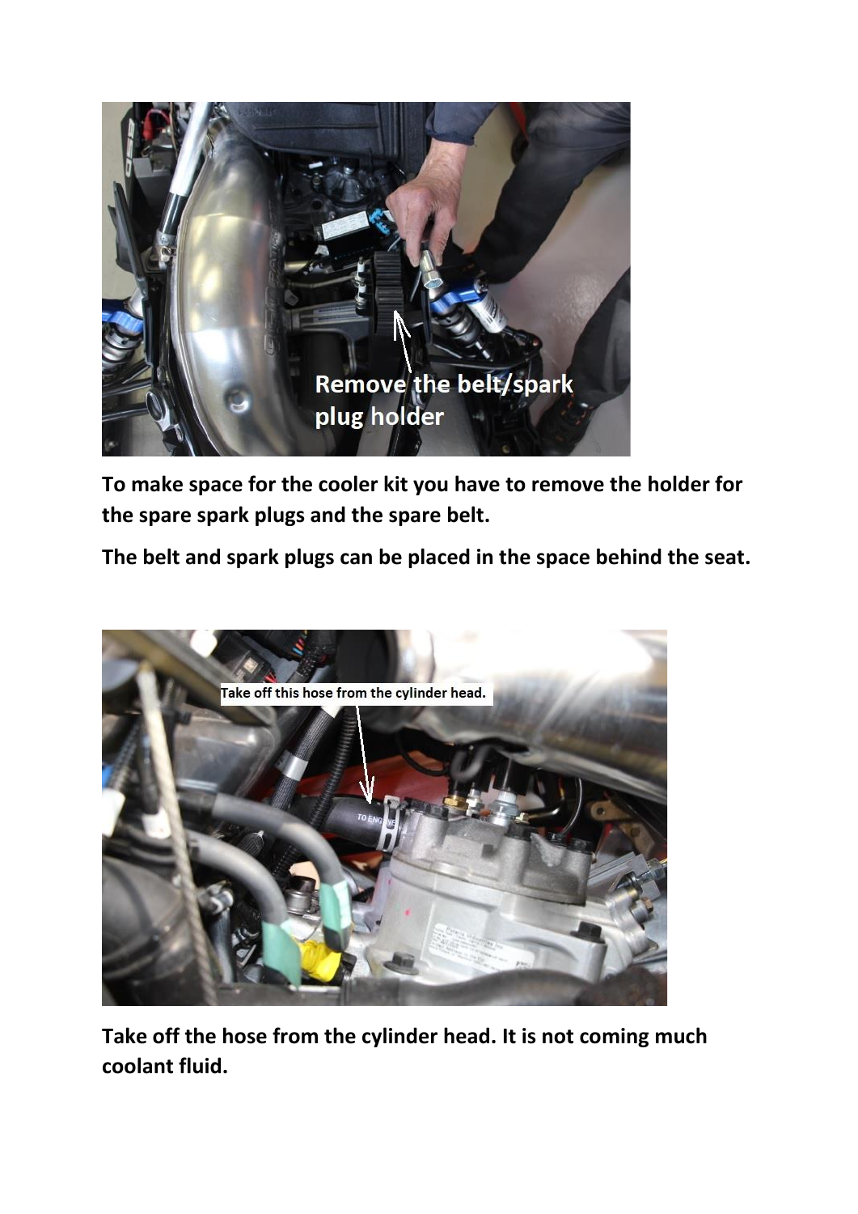**To make space for the cooler kit you have to remove the holder for the spare spark plugs and the spare belt.**

**The belt and spark plugs can be placed in the space behind the seat.**

**Take off the hose from the cylinder head. It is not coming much coolant fluid.**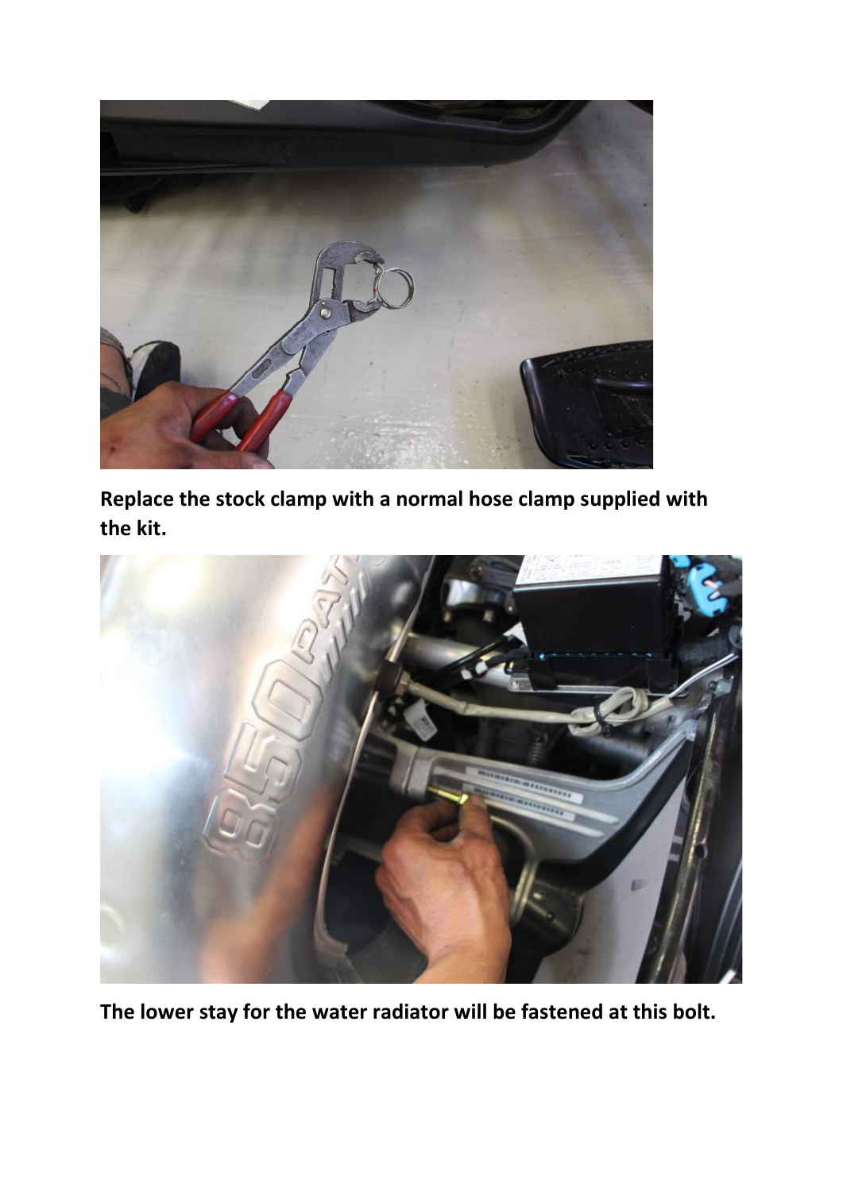**Replace the stock clamp with a normal hose clamp supplied with the kit.**

**The lower stay for the water radiator will be fastened at this bolt.**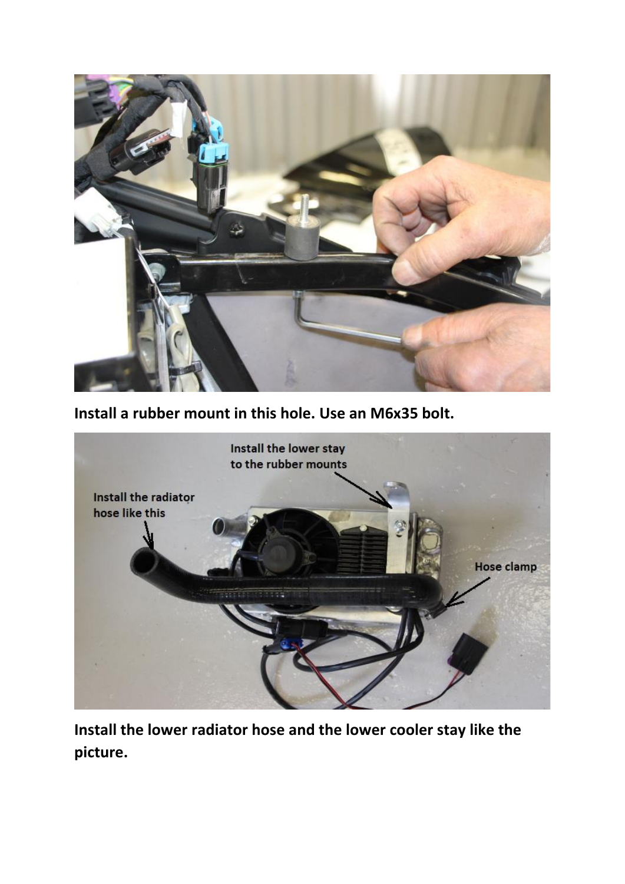**Install a rubber mount in this hole. Use an M6x35 bolt.**

**Install the lower radiator hose and the lower cooler stay like the picture.**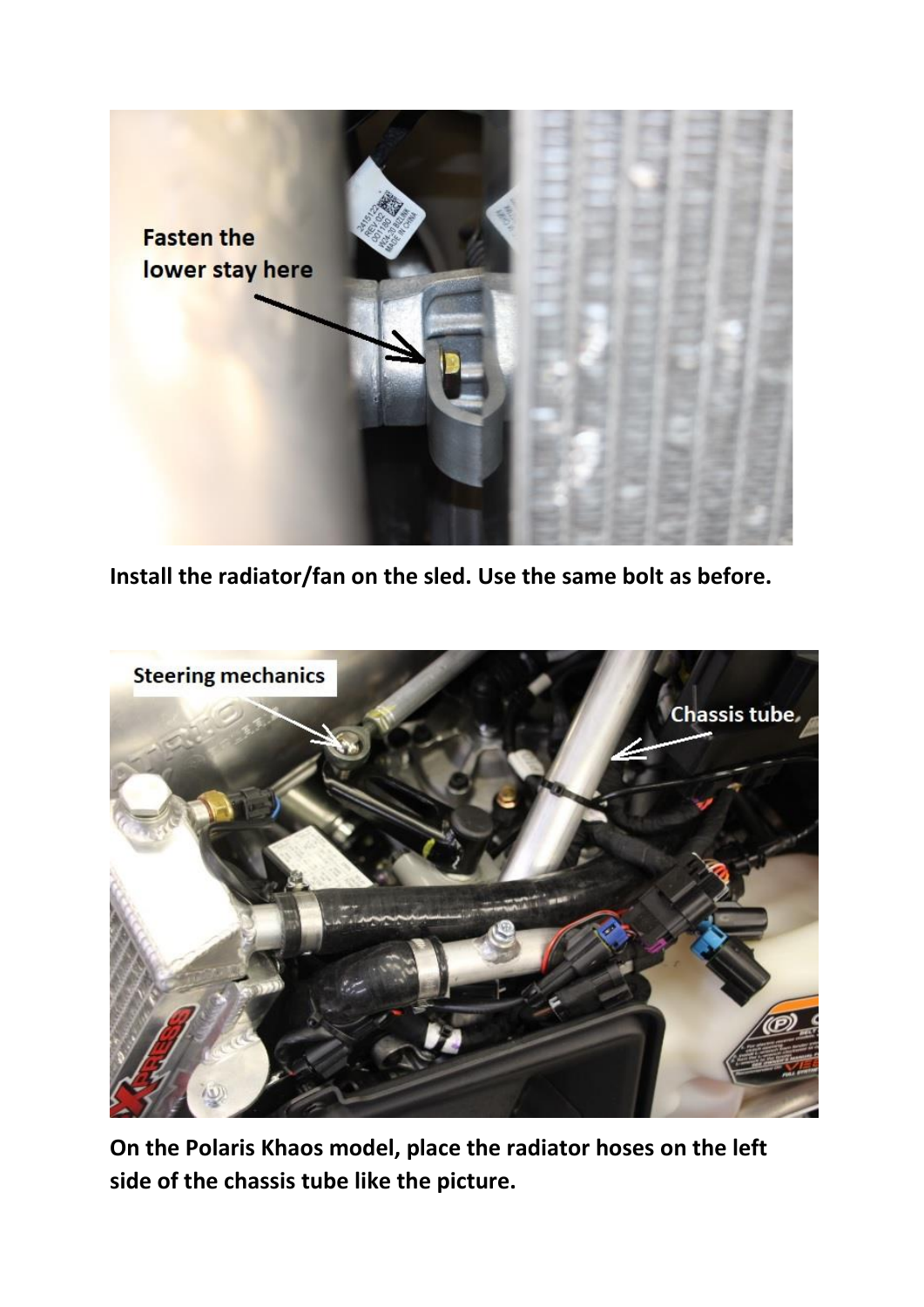**Install the radiator/fan on the sled. Use the same bolt as before.**

**On the Polaris Khaos model, place the radiator hoses on the left side of the chassis tube like the picture.**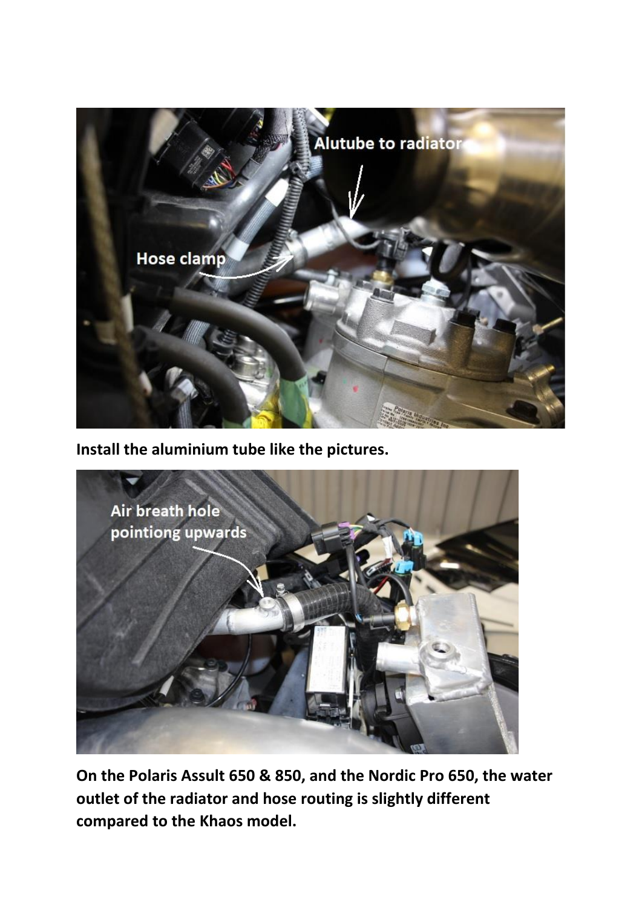**Install the aluminium tube like the pictures.**

**On the Polaris Assult 650 & 850, and the Nordic Pro 650, the water outlet of the radiator and hose routing is slightly different compared to the Khaos model.**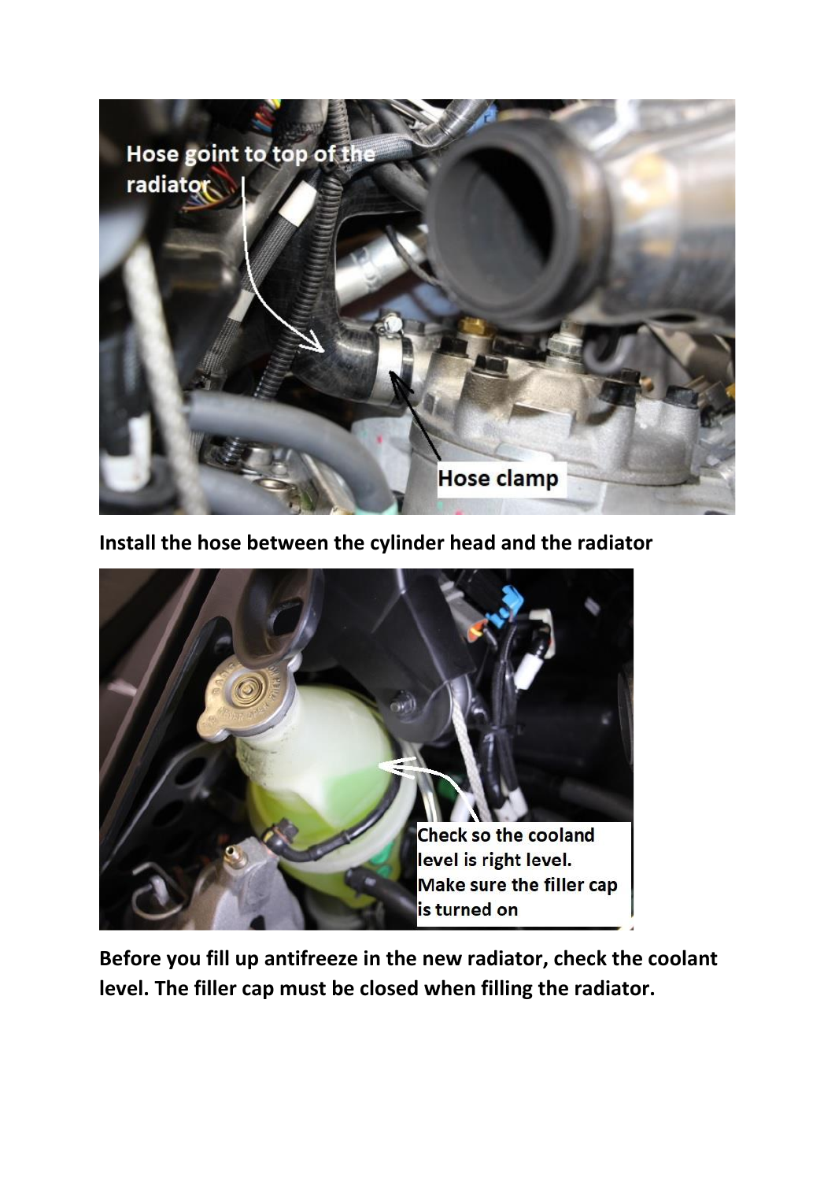**Install the hose between the cylinder head and the radiator**

**Before you fill up antifreeze in the new radiator, check the coolant level. The filler cap must be closed when filling the radiator.**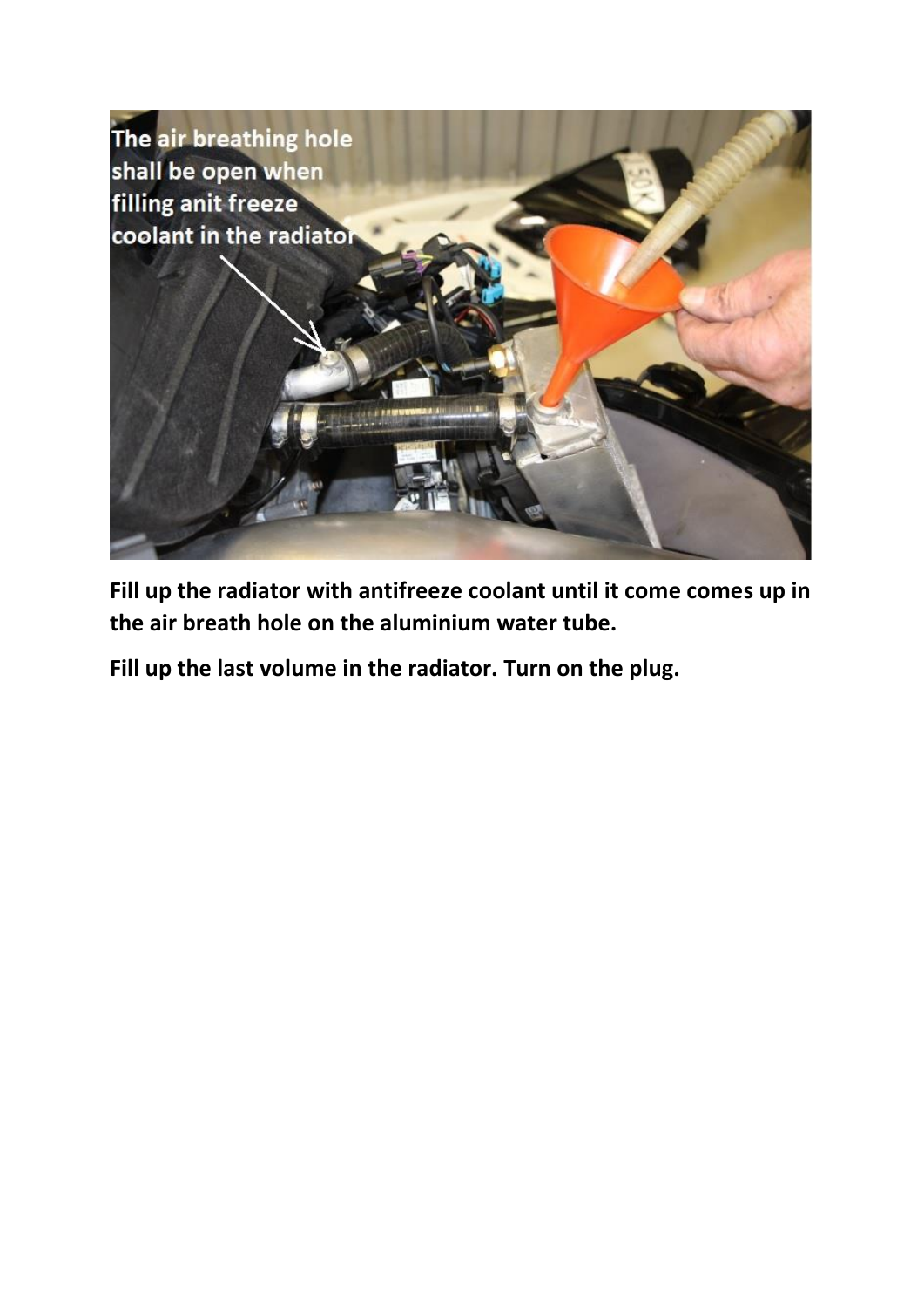Fill up the radiator with antifreeze coolant until it come comes up in the air breath hole on the aluminium water tube.

Fill up the last volume in the radiator. Turn on the plug.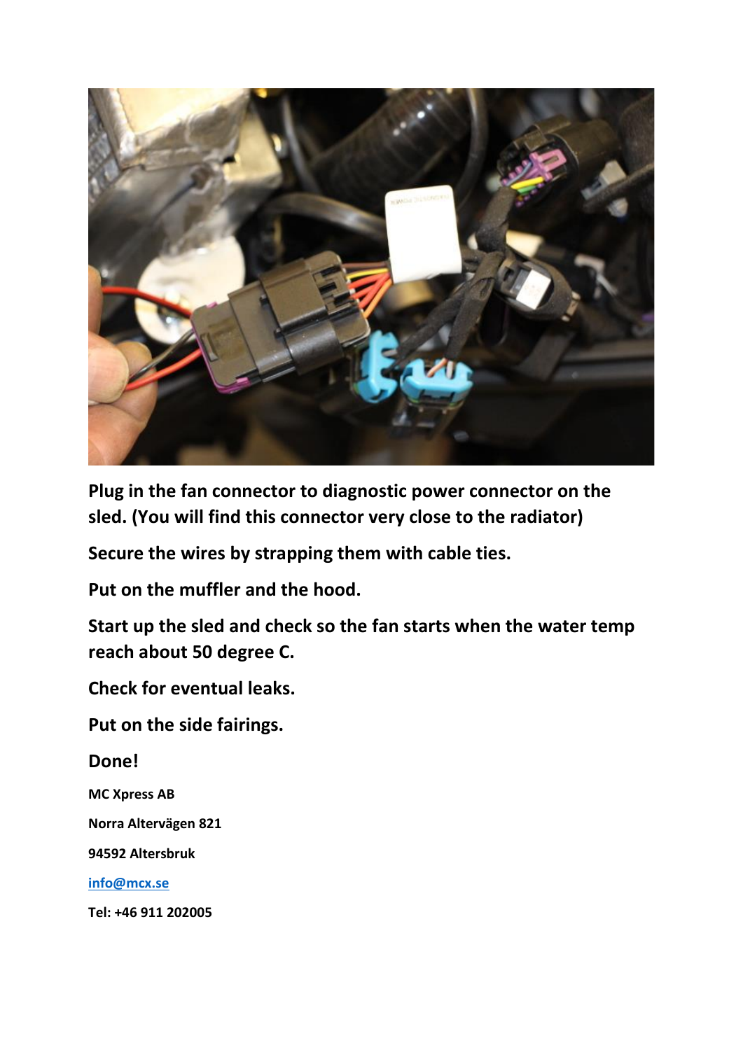**Plug in the fan connector to diagnostic power connector on the sled. (You will find this connector very close to the radiator)**

**Secure the wires by strapping them with cable ties.**

**Put on the muffler and the hood.**

**Start up the sled and check so the fan starts when the water temp reach about 50 degree C.**

**Check for eventual leaks.**

**Put on the side fairings.**

**Done!**

**MC Xpress AB**

**Norra Altervägen 821**

**94592 Altersbruk**

**info@mcx.se**

**Tel: +46 911 202005**